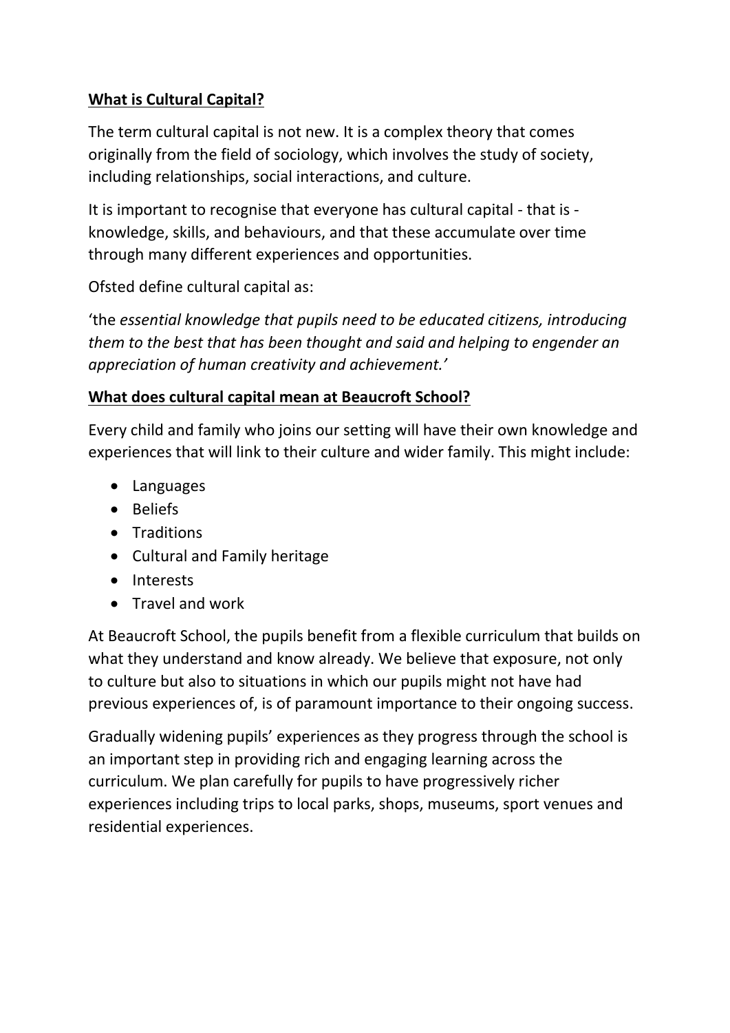**What is Cultural Capital?**

The term cultural capital is not new. It is a complex theory that comes originally from the field of sociology, which involves the study of society, including relationships, social interactions, and culture.

It is important to recognise that everyone has cultural capital - that is - knowledge, skills, and behaviours, and that these accumulate over time through many different experiences and opportunities.

Ofsted define cultural capital as:

'the *essential knowledge that pupils need to be educated citizens, introducing them to the best that has been thought and said and helping to engender an appreciation of human creativity and achievement.'*

**What does cultural capital mean at Beaucroft School?**

Every child and family who joins our setting will have their own knowledge and experiences that will link to their culture and wider family. This might include:

- Languages
- Beliefs
- Traditions
- Cultural and Family heritage
- Interests
- Travel and work

At Beaucroft School, the pupils benefit from a flexible curriculum that builds on what they understand and know already. We believe that exposure, not only to culture but also to situations in which our pupils might not have had previous experiences of, is of paramount importance to their ongoing success.

Gradually widening pupils' experiences as they progress through the school is an important step in providing rich and engaging learning across the curriculum. We plan carefully for pupils to have progressively richer experiences including trips to local parks, shops, museums, sport venues and residential experiences.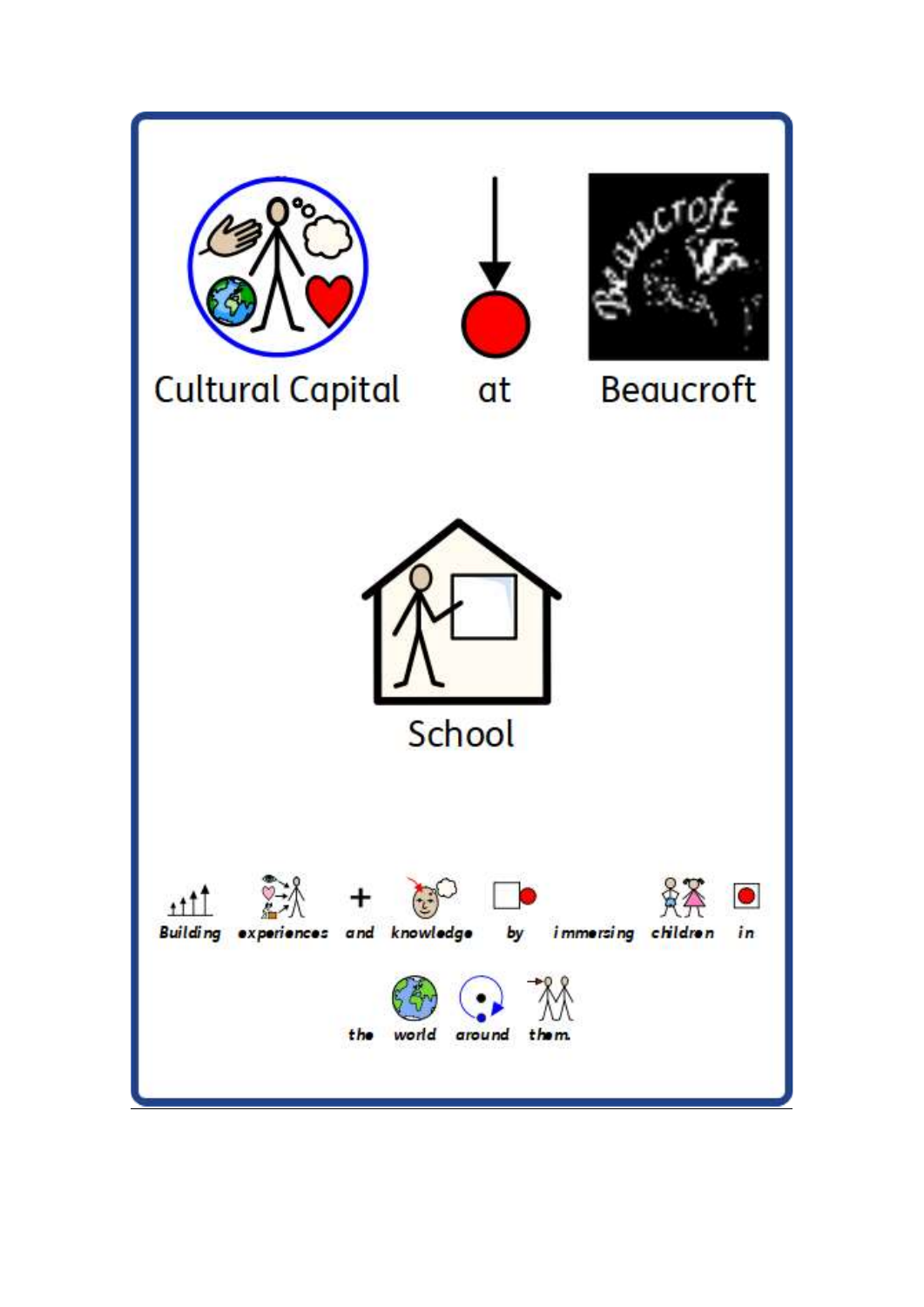# Cultural Capital at Beaucroft School

Building experiences and knowledge by immersing children in the world around them.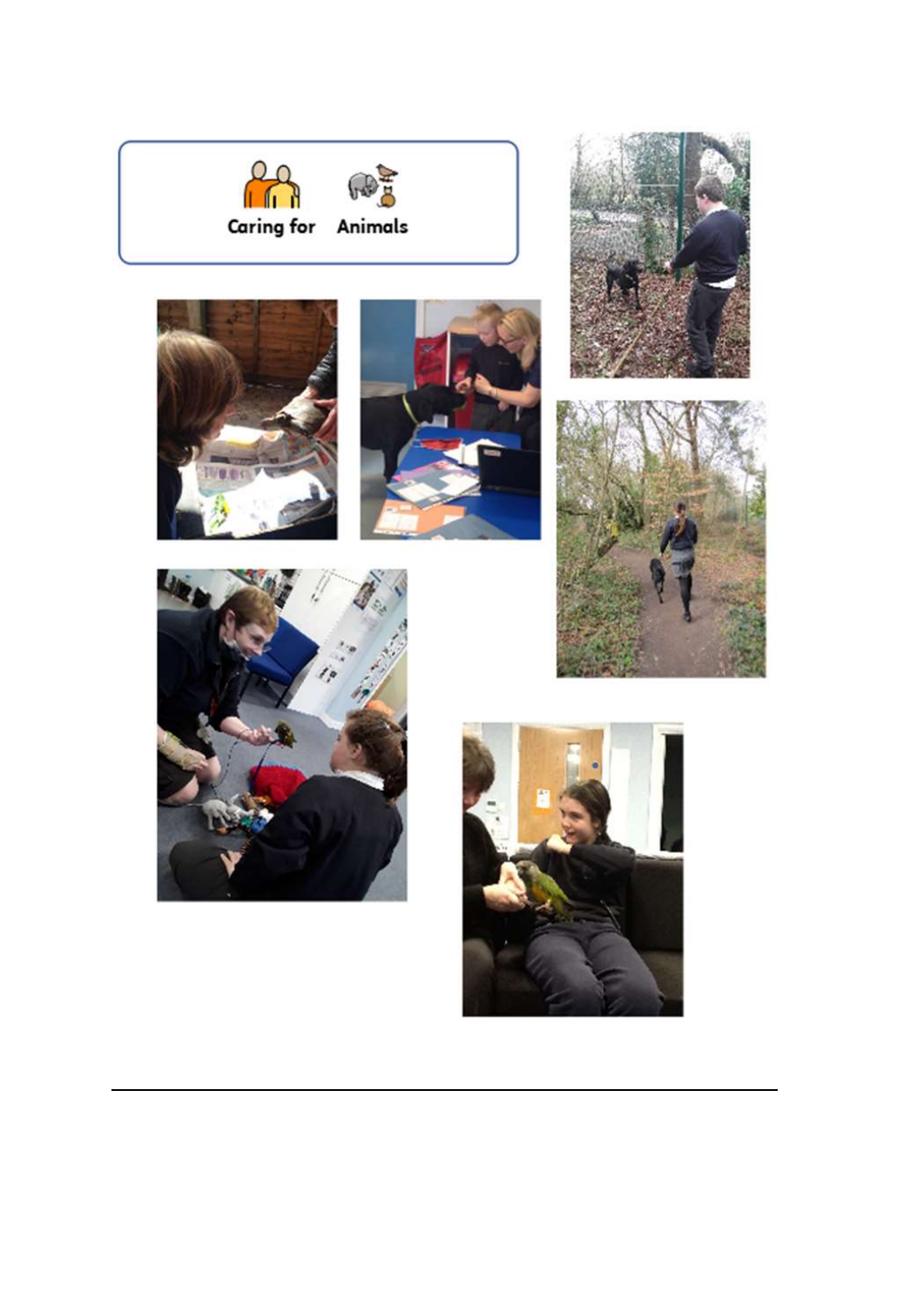Caring for Animals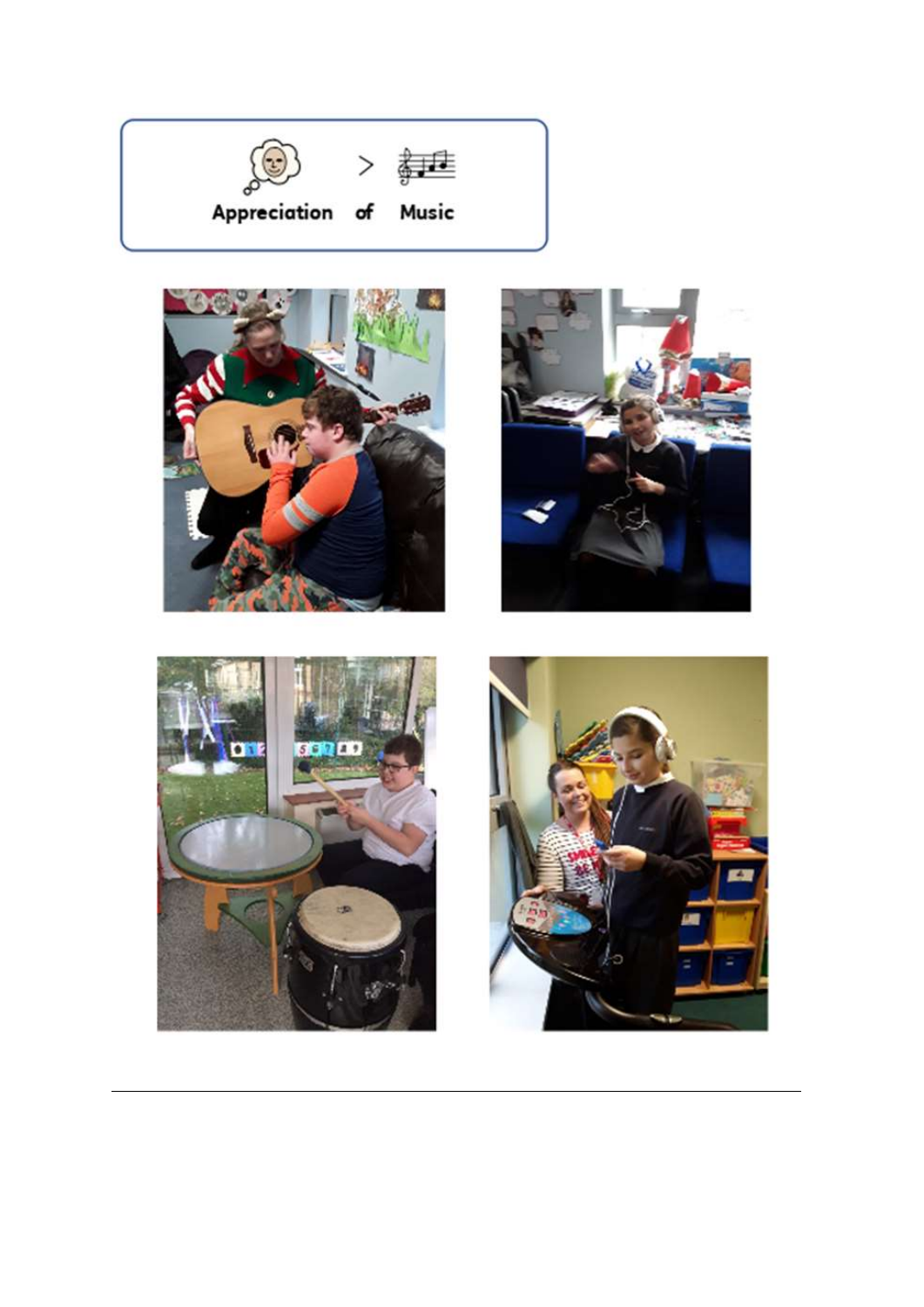Appreciation of Music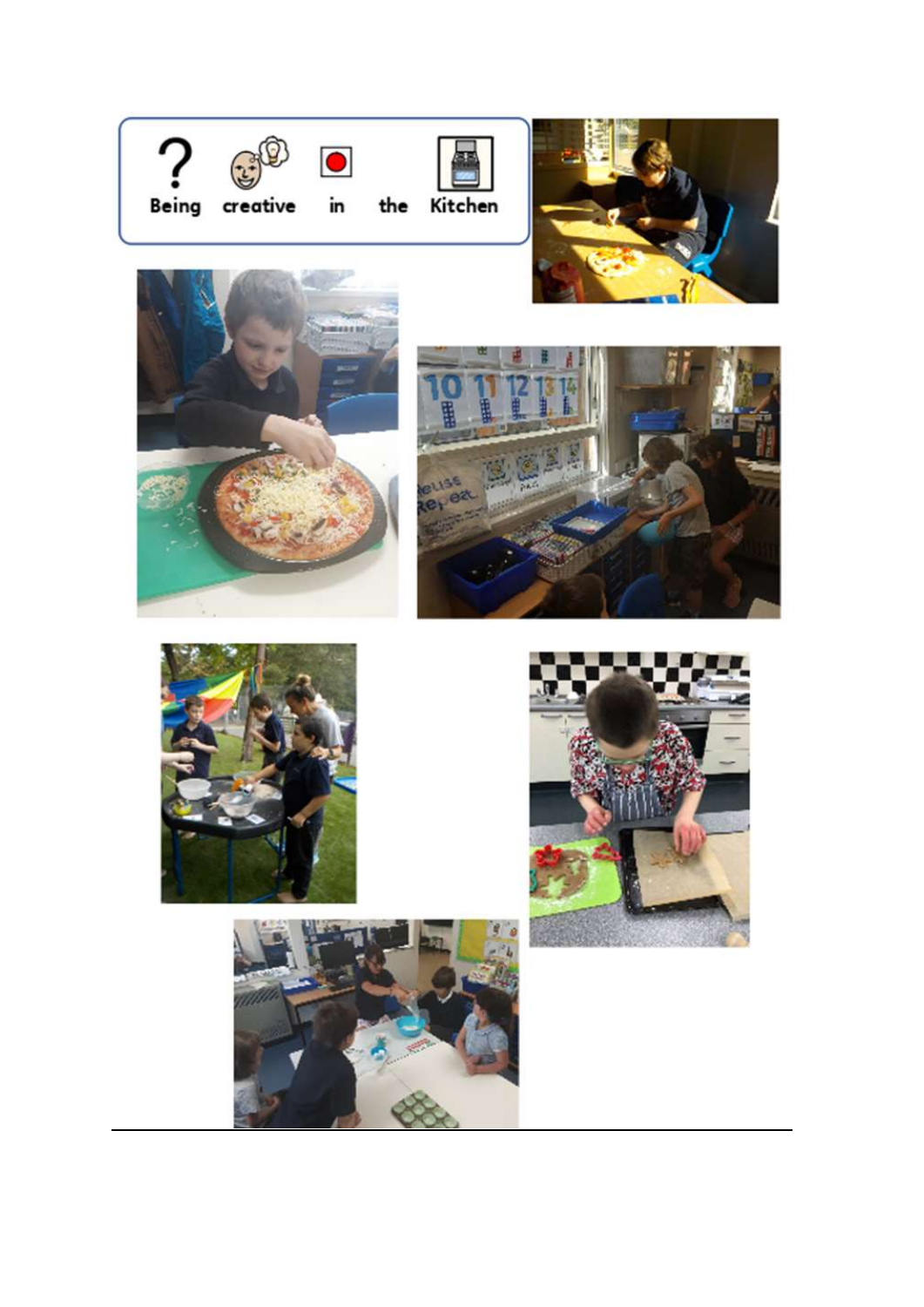Being creative in the Kitchen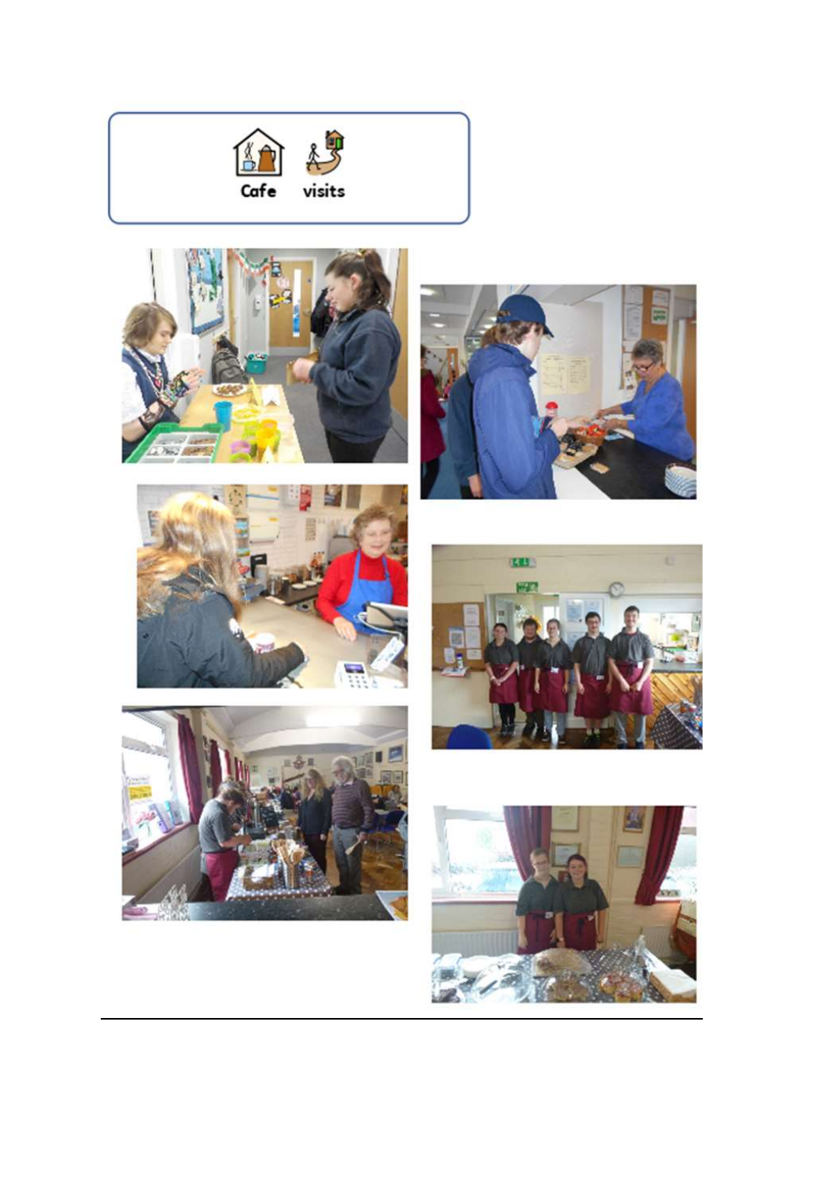Cafe visits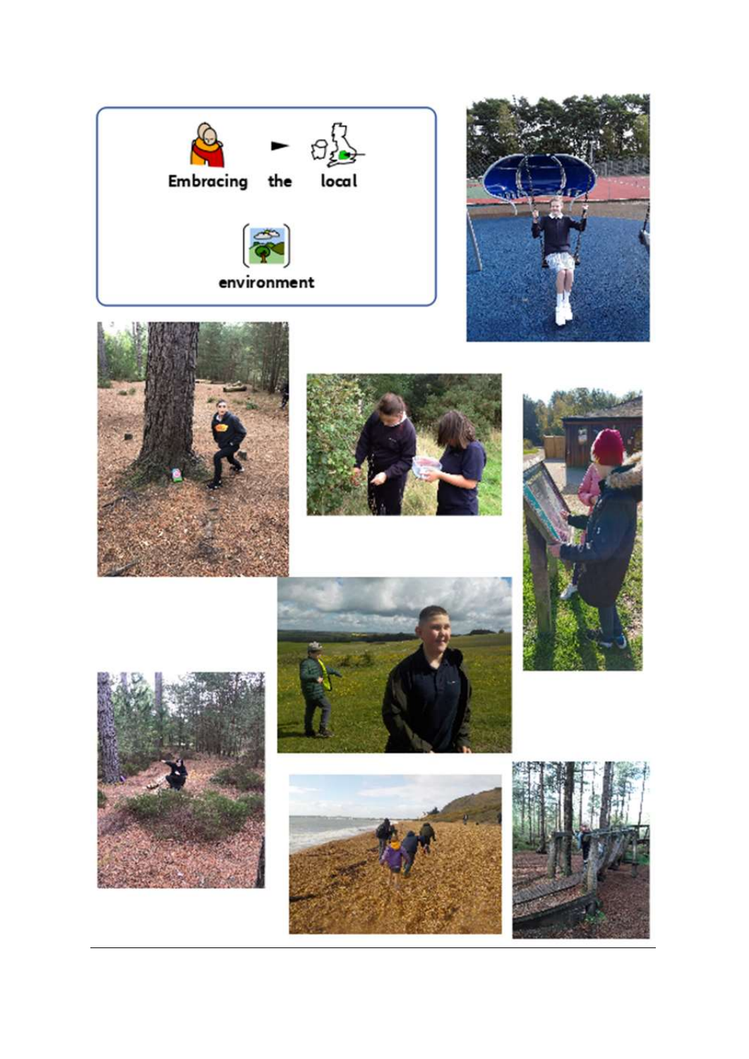Embracing the local environment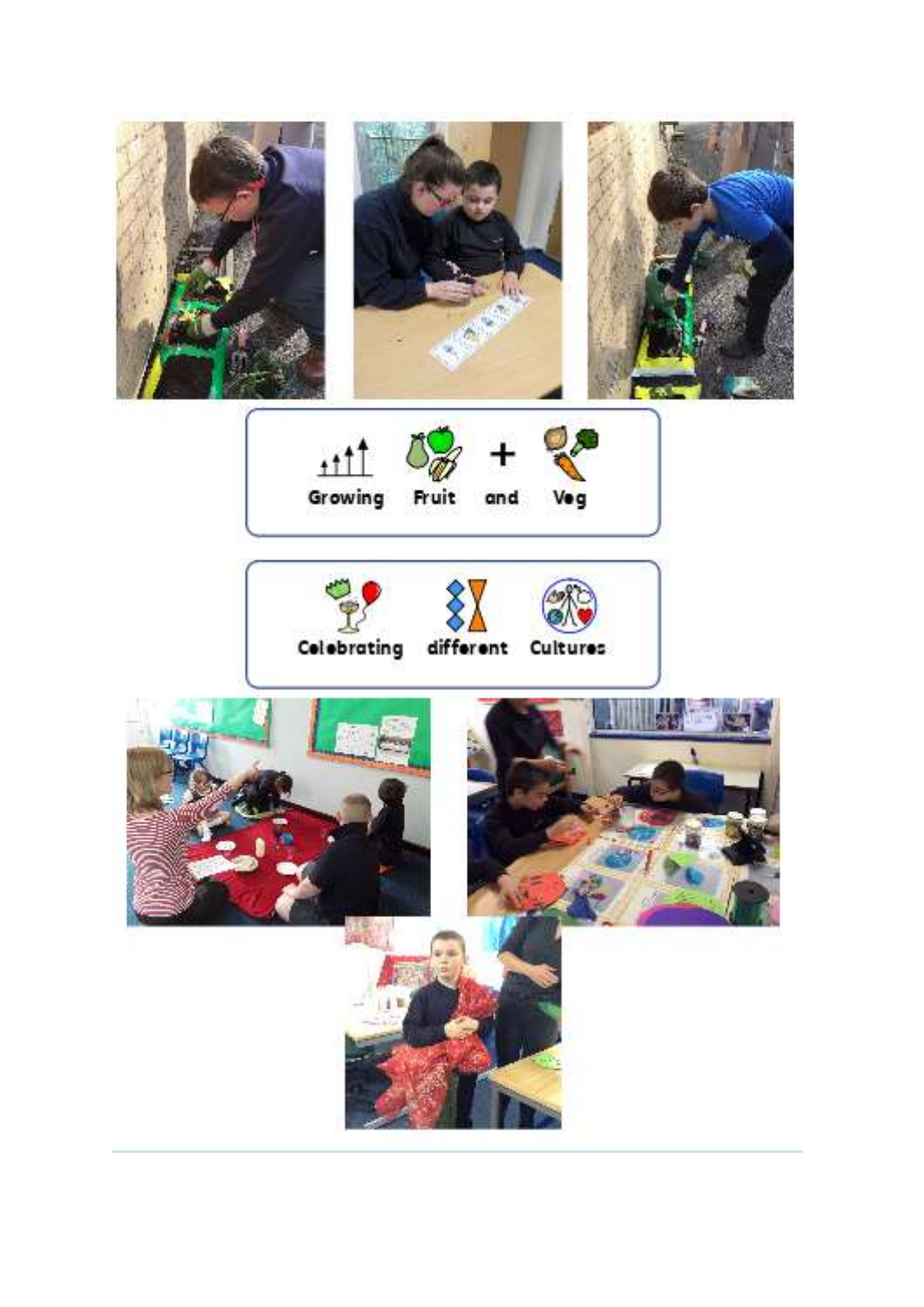Growing Fruit + and Veg

Celebrating different Cultures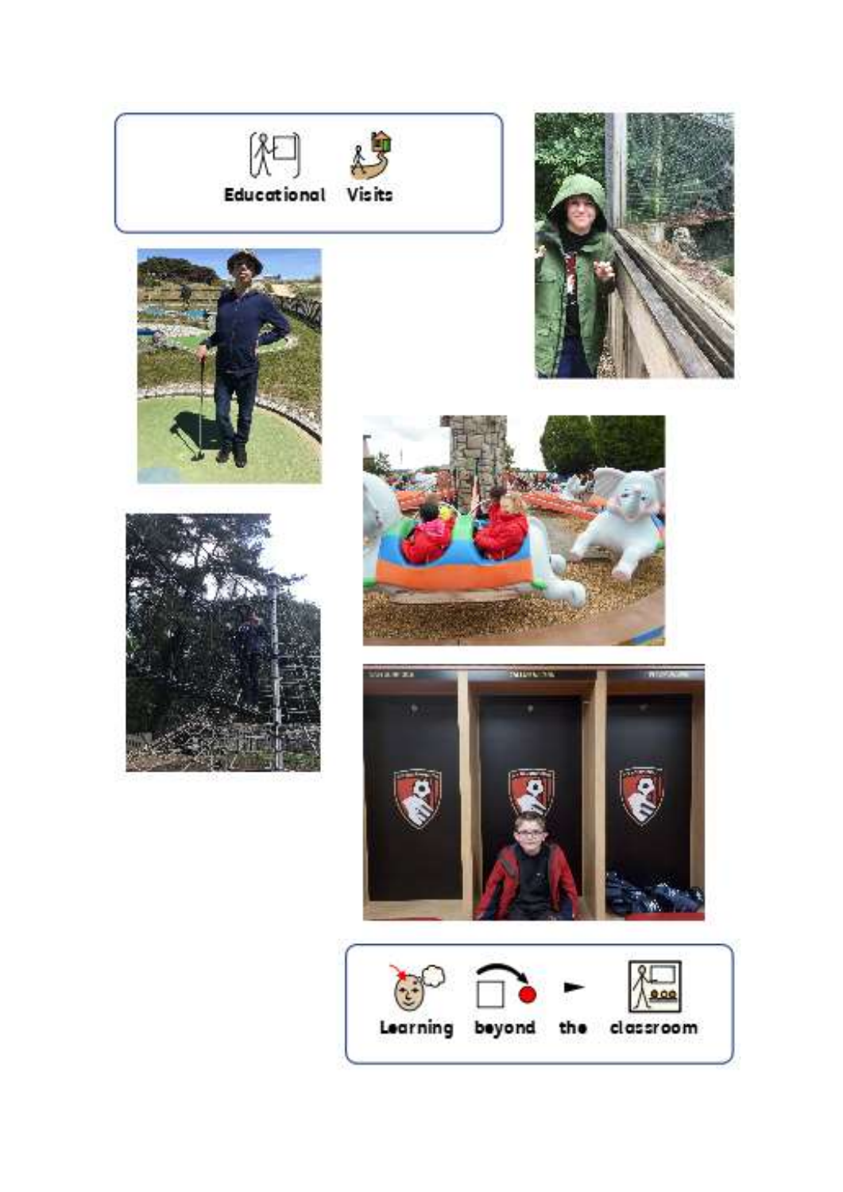Educational Visits

Learning beyond the classroom